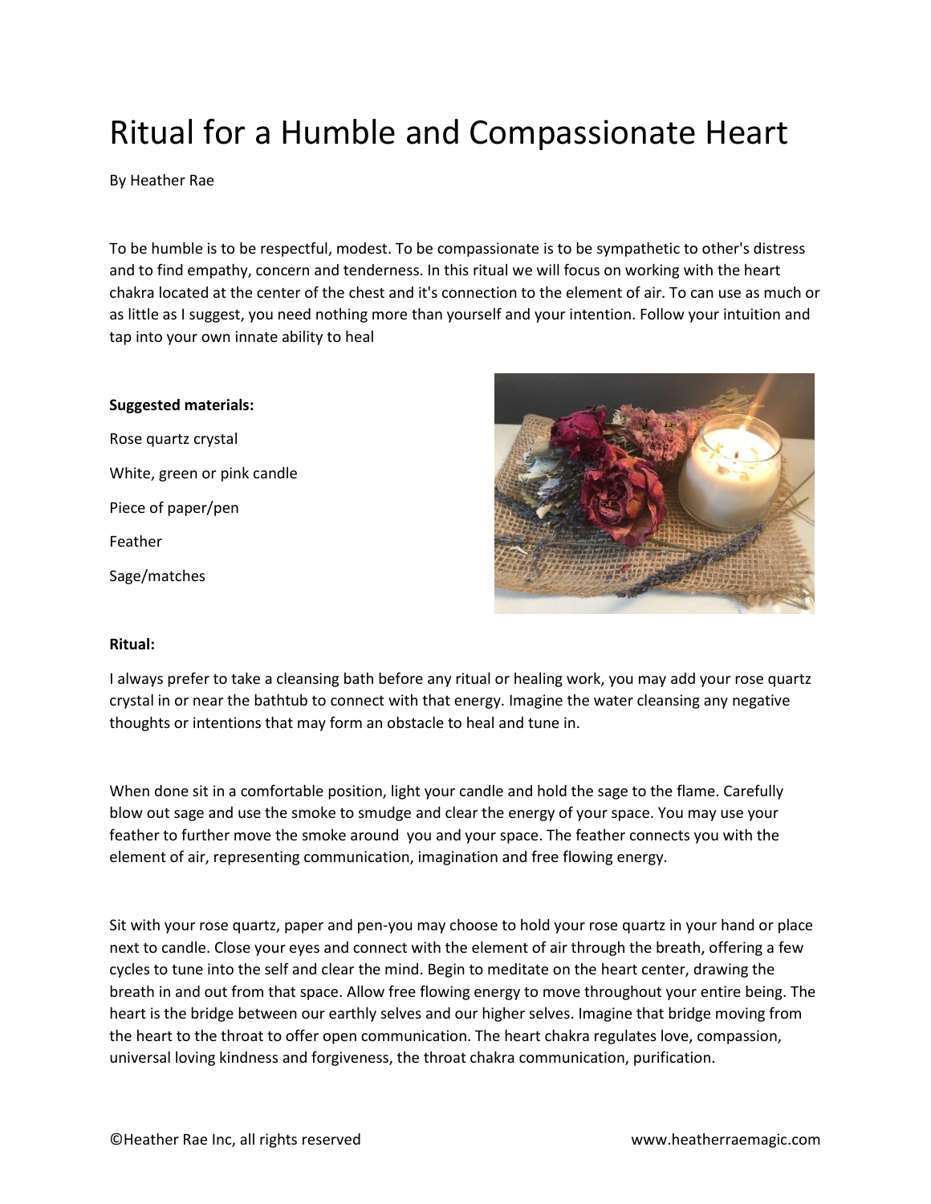# Ritual for a Humble and Compassionate Heart

By Heather Rae

To be humble is to be respectful, modest. To be compassionate is to be sympathetic to other's distress and to find empathy, concern and tenderness. In this ritual we will focus on working with the heart chakra located at the center of the chest and it's connection to the element of air. To can use as much or as little as I suggest, you need nothing more than yourself and your intention. Follow your intuition and tap into your own innate ability to heal

**Suggested materials:**

Rose quartz crystal

White, green or pink candle

Piece of paper/pen

Feather

Sage/matches

**Ritual:**

I always prefer to take a cleansing bath before any ritual or healing work, you may add your rose quartz crystal in or near the bathtub to connect with that energy. Imagine the water cleansing any negative thoughts or intentions that may form an obstacle to heal and tune in.

When done sit in a comfortable position, light your candle and hold the sage to the flame. Carefully blow out sage and use the smoke to smudge and clear the energy of your space. You may use your feather to further move the smoke around you and your space. The feather connects you with the element of air, representing communication, imagination and free flowing energy.

Sit with your rose quartz, paper and pen-you may choose to hold your rose quartz in your hand or place next to candle. Close your eyes and connect with the element of air through the breath, offering a few cycles to tune into the self and clear the mind. Begin to meditate on the heart center, drawing the breath in and out from that space. Allow free flowing energy to move throughout your entire being. The heart is the bridge between our earthly selves and our higher selves. Imagine that bridge moving from the heart to the throat to offer open communication. The heart chakra regulates love, compassion, universal loving kindness and forgiveness, the throat chakra communication, purification.

©Heather Rae Inc, all rights reserved www.heatherraemagic.com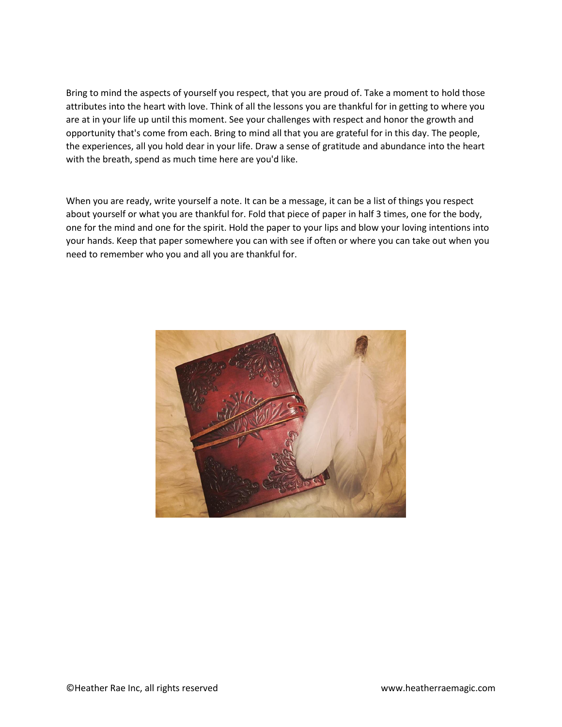Bring to mind the aspects of yourself you respect, that you are proud of. Take a moment to hold those attributes into the heart with love. Think of all the lessons you are thankful for in getting to where you are at in your life up until this moment. See your challenges with respect and honor the growth and opportunity that's come from each. Bring to mind all that you are grateful for in this day. The people, the experiences, all you hold dear in your life. Draw a sense of gratitude and abundance into the heart with the breath, spend as much time here are you'd like.

When you are ready, write yourself a note. It can be a message, it can be a list of things you respect about yourself or what you are thankful for. Fold that piece of paper in half 3 times, one for the body, one for the mind and one for the spirit. Hold the paper to your lips and blow your loving intentions into your hands. Keep that paper somewhere you can with see if often or where you can take out when you need to remember who you and all you are thankful for.